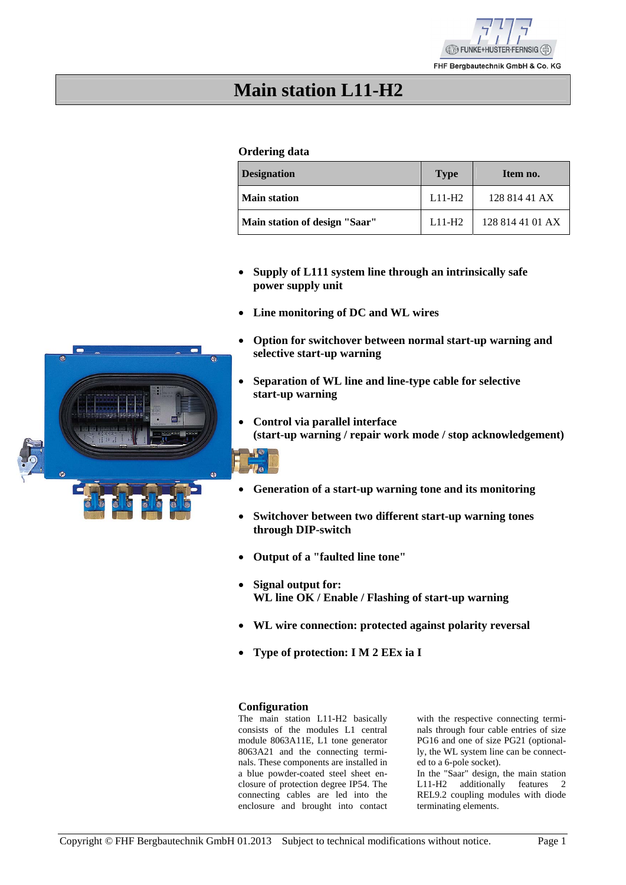# Main station L11-H2

### Ordering data

| Designation | Type | Item no. |
|---|---|---|
| **Main station** | L11-H2 | 128 814 41 AX |
| **Main station of design "Saar"** | L11-H2 | 128 814 41 01 AX |

- **Supply of L111 system line through an intrinsically safe power supply unit**
- **Line monitoring of DC and WL wires**
- **Option for switchover between normal start-up warning and selective start-up warning**
- **Separation of WL line and line-type cable for selective start-up warning**
- **Control via parallel interface (start-up warning / repair work mode / stop acknowledgement)**
- **Generation of a start-up warning tone and its monitoring**
- **Switchover between two different start-up warning tones through DIP-switch**
- **Output of a "faulted line tone"**
- **Signal output for: WL line OK / Enable / Flashing of start-up warning**
- **WL wire connection: protected against polarity reversal**
- **Type of protection: I M 2 EEx ia I**

### Configuration

The main station L11-H2 basically consists of the modules L1 central module 8063A11E, L1 tone generator 8063A21 and the connecting terminals. These components are installed in a blue powder-coated steel sheet enclosure of protection degree IP54. The connecting cables are led into the enclosure and brought into contact with the respective connecting terminals through four cable entries of size PG16 and one of size PG21 (optionally, the WL system line can be connected to a 6-pole socket).

In the "Saar" design, the main station L11-H2 additionally features 2 REL9.2 coupling modules with diode terminating elements.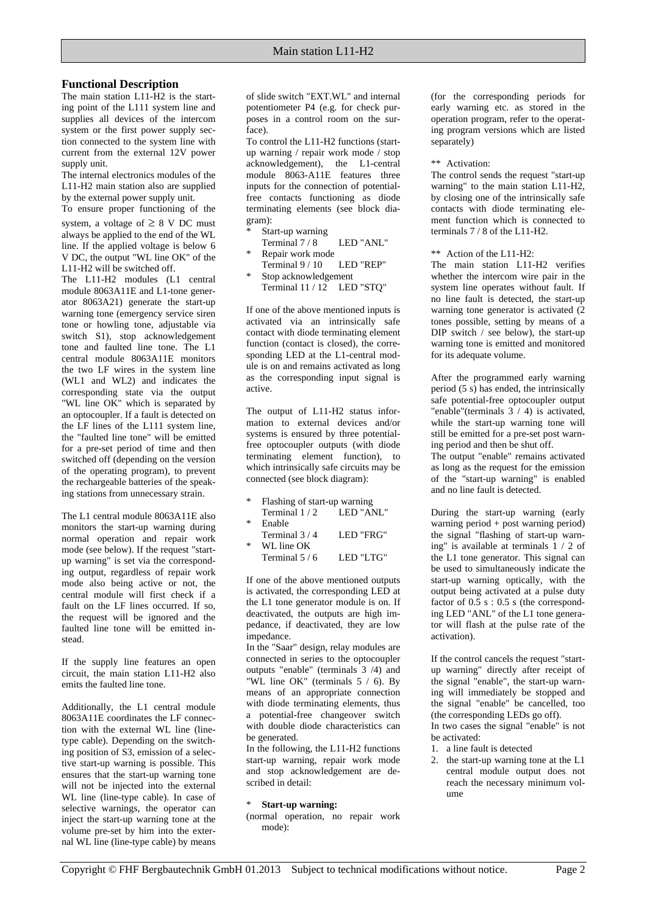## Functional Description

The main station L11-H2 is the starting point of the L111 system line and supplies all devices of the intercom system or the first power supply section connected to the system line with current from the external 12V power supply unit.

The internal electronics modules of the L11-H2 main station also are supplied by the external power supply unit.

To ensure proper functioning of the system, a voltage of $\geq$ 8 V DC must always be applied to the end of the WL line. If the applied voltage is below 6 V DC, the output "WL line OK" of the L11-H2 will be switched off.

The L11-H2 modules (L1 central module 8063A11E and L1-tone generator 8063A21) generate the start-up warning tone (emergency service siren tone or howling tone, adjustable via switch S1), stop acknowledgement tone and faulted line tone. The L1 central module 8063A11E monitors the two LF wires in the system line (WL1 and WL2) and indicates the corresponding state via the output "WL line OK" which is separated by an optocoupler. If a fault is detected on the LF lines of the L111 system line, the "faulted line tone" will be emitted for a pre-set period of time and then switched off (depending on the version of the operating program), to prevent the rechargeable batteries of the speaking stations from unnecessary strain.

The L1 central module 8063A11E also monitors the start-up warning during normal operation and repair work mode (see below). If the request "start-up warning" is set via the corresponding output, regardless of repair work mode also being active or not, the central module will first check if a fault on the LF lines occurred. If so, the request will be ignored and the faulted line tone will be emitted instead.

If the supply line features an open circuit, the main station L11-H2 also emits the faulted line tone.

Additionally, the L1 central module 8063A11E coordinates the LF connection with the external WL line (line-type cable). Depending on the switching position of S3, emission of a selective start-up warning is possible. This ensures that the start-up warning tone will not be injected into the external WL line (line-type cable). In case of selective warnings, the operator can inject the start-up warning tone at the volume pre-set by him into the external WL line (line-type cable) by means of slide switch "EXT.WL" and internal potentiometer P4 (e.g. for check purposes in a control room on the surface).

To control the L11-H2 functions (start-up warning / repair work mode / stop acknowledgement), the L1-central module 8063-A11E features three inputs for the connection of potential-free contacts functioning as diode terminating elements (see block diagram):

* Start-up warning
  Terminal 7 / 8 LED "ANL"
* Repair work mode
  Terminal 9 / 10 LED "REP"
* Stop acknowledgement
  Terminal 11 / 12 LED "STQ"

If one of the above mentioned inputs is activated via an intrinsically safe contact with diode terminating element function (contact is closed), the corresponding LED at the L1-central module is on and remains activated as long as the corresponding input signal is active.

The output of L11-H2 status information to external devices and/or systems is ensured by three potential-free optocoupler outputs (with diode terminating element function), to which intrinsically safe circuits may be connected (see block diagram):

* Flashing of start-up warning
  Terminal 1 / 2 LED "ANL"
* Enable
  Terminal 3 / 4 LED "FRG"
* WL line OK
  Terminal 5 / 6 LED "LTG"

If one of the above mentioned outputs is activated, the corresponding LED at the L1 tone generator module is on. If deactivated, the outputs are high impedance, if deactivated, they are low impedance.

In the "Saar" design, relay modules are connected in series to the optocoupler outputs "enable" (terminals 3 /4) and "WL line OK" (terminals 5 / 6). By means of an appropriate connection with diode terminating elements, thus a potential-free changeover switch with double diode characteristics can be generated.

In the following, the L11-H2 functions start-up warning, repair work mode and stop acknowledgement are described in detail:

* **Start-up warning:**

(normal operation, no repair work mode):

(for the corresponding periods for early warning etc. as stored in the operation program, refer to the operating program versions which are listed separately)

** Activation:

The control sends the request "start-up warning" to the main station L11-H2, by closing one of the intrinsically safe contacts with diode terminating element function which is connected to terminals 7 / 8 of the L11-H2.

** Action of the L11-H2:

The main station L11-H2 verifies whether the intercom wire pair in the system line operates without fault. If no line fault is detected, the start-up warning tone generator is activated (2 tones possible, setting by means of a DIP switch / see below), the start-up warning tone is emitted and monitored for its adequate volume.

After the programmed early warning period (5 s) has ended, the intrinsically safe potential-free optocoupler output "enable"(terminals 3 / 4) is activated, while the start-up warning tone will still be emitted for a pre-set post warning period and then be shut off.

The output "enable" remains activated as long as the request for the emission of the "start-up warning" is enabled and no line fault is detected.

During the start-up warning (early warning period + post warning period) the signal "flashing of start-up warning" is available at terminals 1 / 2 of the L1 tone generator. This signal can be used to simultaneously indicate the start-up warning optically, with the output being activated at a pulse duty factor of 0.5 s : 0.5 s (the corresponding LED "ANL" of the L1 tone generator will flash at the pulse rate of the activation).

If the control cancels the request "start-up warning" directly after receipt of the signal "enable", the start-up warning will immediately be stopped and the signal "enable" be cancelled, too (the corresponding LEDs go off).

In two cases the signal "enable" is not be activated:

1. a line fault is detected
2. the start-up warning tone at the L1 central module output does not reach the necessary minimum volume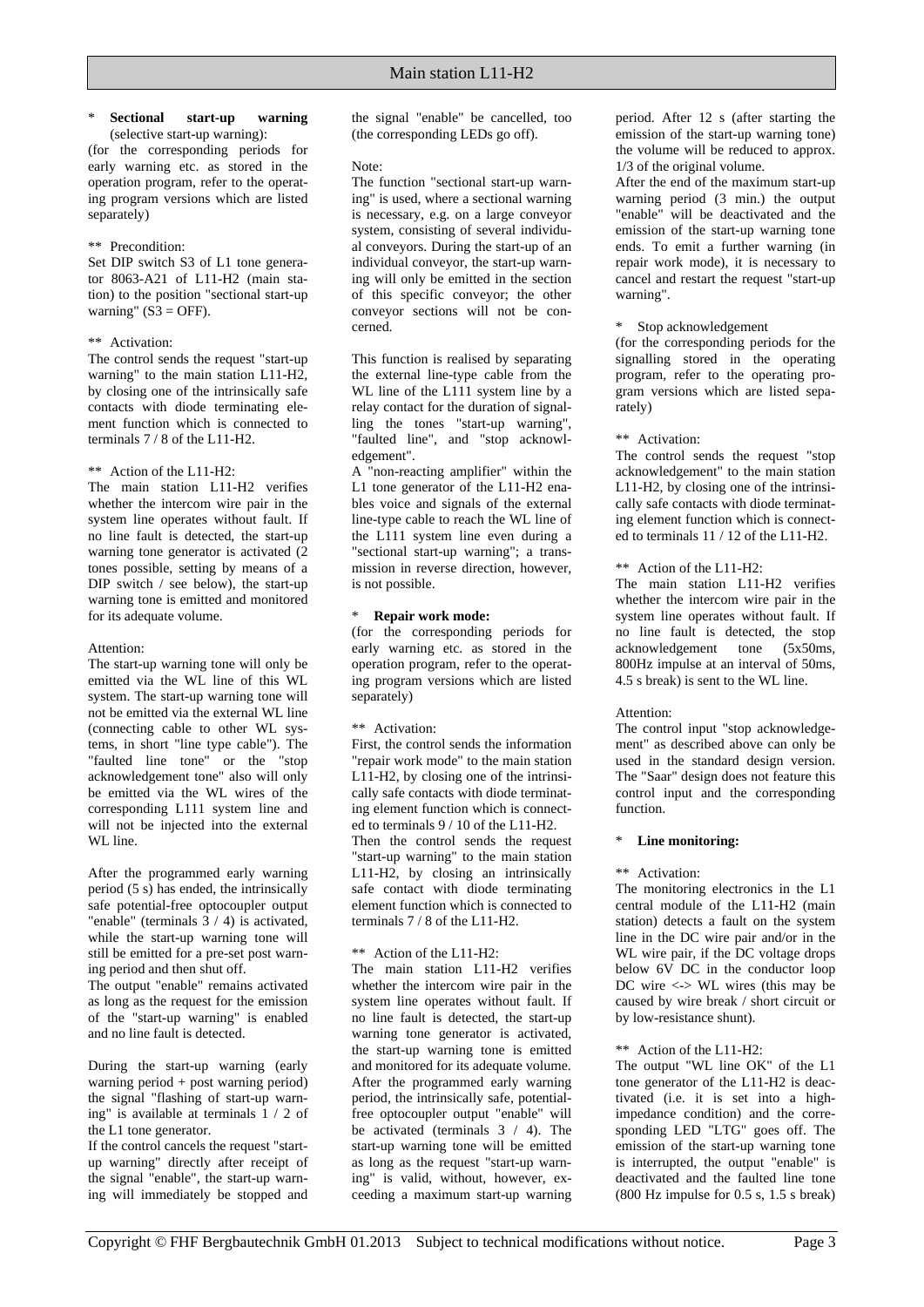\* **Sectional start-up warning** (selective start-up warning):

(for the corresponding periods for early warning etc. as stored in the operation program, refer to the operating program versions which are listed separately)

\*\* Precondition:

Set DIP switch S3 of L1 tone generator 8063-A21 of L11-H2 (main station) to the position "sectional start-up warning" (S3 = OFF).

\*\* Activation:

The control sends the request "start-up warning" to the main station L11-H2, by closing one of the intrinsically safe contacts with diode terminating element function which is connected to terminals 7 / 8 of the L11-H2.

\*\* Action of the L11-H2:

The main station L11-H2 verifies whether the intercom wire pair in the system line operates without fault. If no line fault is detected, the start-up warning tone generator is activated (2 tones possible, setting by means of a DIP switch / see below), the start-up warning tone is emitted and monitored for its adequate volume.

Attention:

The start-up warning tone will only be emitted via the WL line of this WL system. The start-up warning tone will not be emitted via the external WL line (connecting cable to other WL systems, in short "line type cable"). The "faulted line tone" or the "stop acknowledgement tone" also will only be emitted via the WL wires of the corresponding L111 system line and will not be injected into the external WL line.

After the programmed early warning period (5 s) has ended, the intrinsically safe potential-free optocoupler output "enable" (terminals 3 / 4) is activated, while the start-up warning tone will still be emitted for a pre-set post warning period and then shut off.

The output "enable" remains activated as long as the request for the emission of the "start-up warning" is enabled and no line fault is detected.

During the start-up warning (early warning period + post warning period) the signal "flashing of start-up warning" is available at terminals 1 / 2 of the L1 tone generator.

If the control cancels the request "start-up warning" directly after receipt of the signal "enable", the start-up warning will immediately be stopped and the signal "enable" be cancelled, too (the corresponding LEDs go off).

Note:

The function "sectional start-up warning" is used, where a sectional warning is necessary, e.g. on a large conveyor system, consisting of several individual conveyors. During the start-up of an individual conveyor, the start-up warning will only be emitted in the section of this specific conveyor; the other conveyor sections will not be concerned.

This function is realised by separating the external line-type cable from the WL line of the L111 system line by a relay contact for the duration of signalling the tones "start-up warning", "faulted line", and "stop acknowledgement".

A "non-reacting amplifier" within the L1 tone generator of the L11-H2 enables voice and signals of the external line-type cable to reach the WL line of the L111 system line even during a "sectional start-up warning"; a transmission in reverse direction, however, is not possible.

\* **Repair work mode:**

(for the corresponding periods for early warning etc. as stored in the operation program, refer to the operating program versions which are listed separately)

\*\* Activation:

First, the control sends the information "repair work mode" to the main station L11-H2, by closing one of the intrinsically safe contacts with diode terminating element function which is connected to terminals 9 / 10 of the L11-H2.

Then the control sends the request "start-up warning" to the main station L11-H2, by closing an intrinsically safe contact with diode terminating element function which is connected to terminals 7 / 8 of the L11-H2.

\*\* Action of the L11-H2:

The main station L11-H2 verifies whether the intercom wire pair in the system line operates without fault. If no line fault is detected, the start-up warning tone generator is activated, the start-up warning tone is emitted and monitored for its adequate volume. After the programmed early warning period, the intrinsically safe, potential-free optocoupler output "enable" will be activated (terminals 3 / 4). The start-up warning tone will be emitted as long as the request "start-up warning" is valid, without, however, exceeding a maximum start-up warning period. After 12 s (after starting the emission of the start-up warning tone) the volume will be reduced to approx. 1/3 of the original volume.

After the end of the maximum start-up warning period (3 min.) the output "enable" will be deactivated and the emission of the start-up warning tone ends. To emit a further warning (in repair work mode), it is necessary to cancel and restart the request "start-up warning".

\* Stop acknowledgement

(for the corresponding periods for the signalling stored in the operating program, refer to the operating program versions which are listed separately)

\*\* Activation:

The control sends the request "stop acknowledgement" to the main station L11-H2, by closing one of the intrinsically safe contacts with diode terminating element function which is connected to terminals 11 / 12 of the L11-H2.

\*\* Action of the L11-H2:

The main station L11-H2 verifies whether the intercom wire pair in the system line operates without fault. If no line fault is detected, the stop acknowledgement tone (5x50ms, 800Hz impulse at an interval of 50ms, 4.5 s break) is sent to the WL line.

Attention:

The control input "stop acknowledgement" as described above can only be used in the standard design version. The "Saar" design does not feature this control input and the corresponding function.

\* **Line monitoring:**

\*\* Activation:

The monitoring electronics in the L1 central module of the L11-H2 (main station) detects a fault on the system line in the DC wire pair and/or in the WL wire pair, if the DC voltage drops below 6V DC in the conductor loop DC wire <-> WL wires (this may be caused by wire break / short circuit or by low-resistance shunt).

\*\* Action of the L11-H2:

The output "WL line OK" of the L1 tone generator of the L11-H2 is deactivated (i.e. it is set into a high-impedance condition) and the corresponding LED "LTG" goes off. The emission of the start-up warning tone is interrupted, the output "enable" is deactivated and the faulted line tone (800 Hz impulse for 0.5 s, 1.5 s break)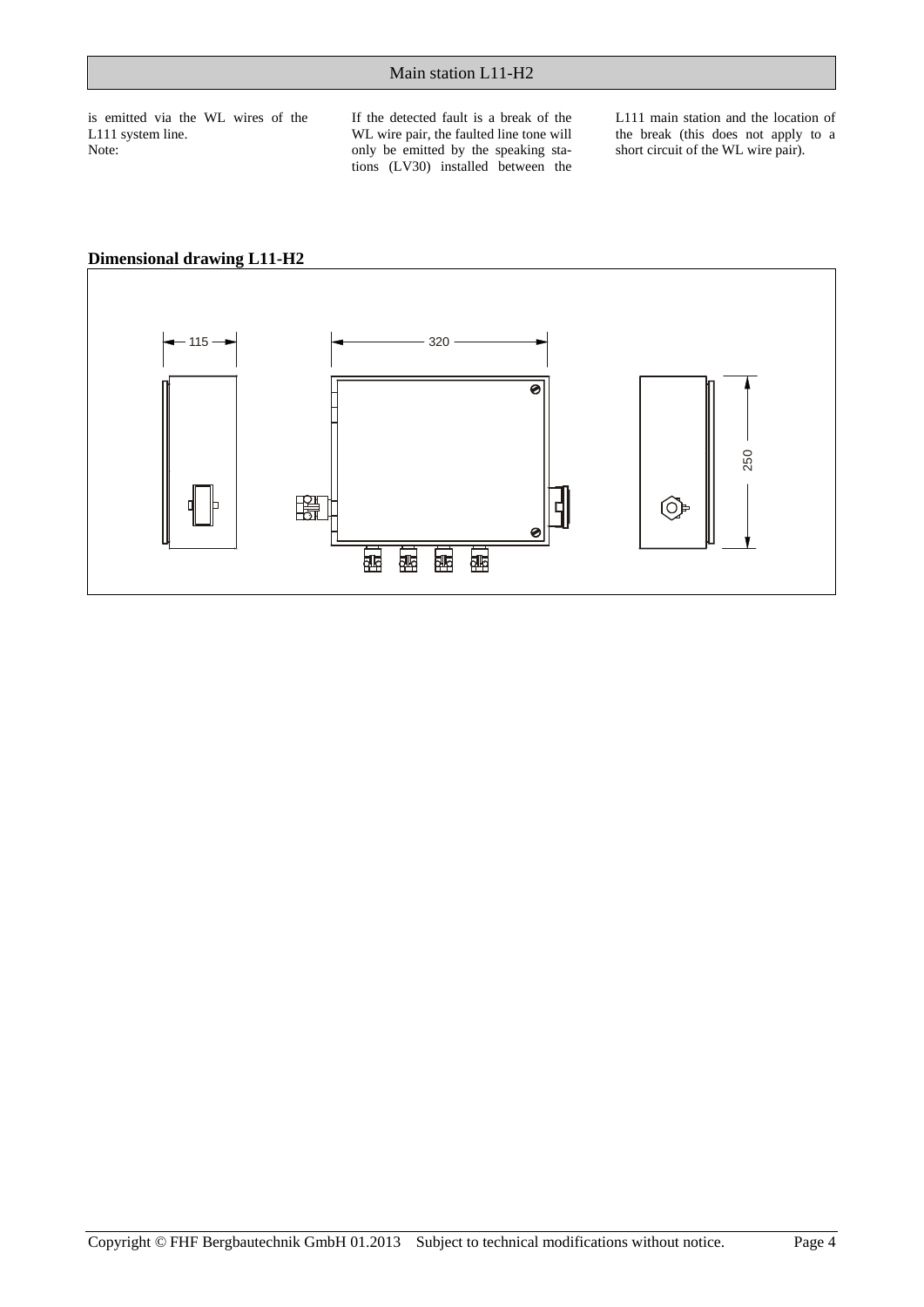is emitted via the WL wires of the L111 system line.
Note:

If the detected fault is a break of the WL wire pair, the faulted line tone will only be emitted by the speaking stations (LV30) installed between the L111 main station and the location of the break (this does not apply to a short circuit of the WL wire pair).

**Dimensional drawing L11-H2**

115

320

250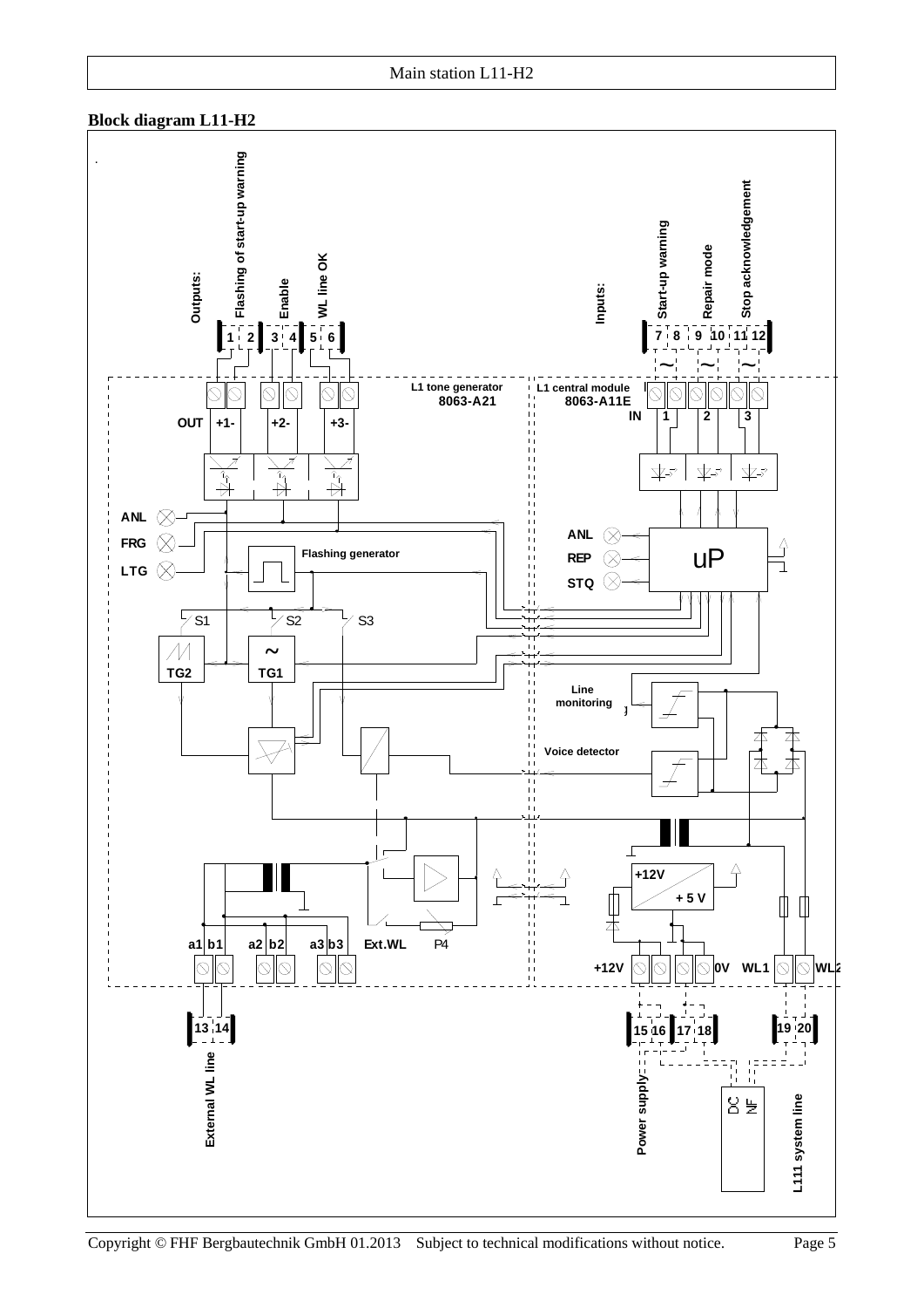## Block diagram L11-H2

Outputs: Flashing of start-up warning, Enable, WL line OK

Inputs: Start-up warning, Repair mode, Stop acknowledgement

1 2 | 3 4 | 5 6

7 8 | 9 10 | 11 12

L1 tone generator 8063-A21

L1 central module 8063-A11E

OUT +1- +2- +3-

IN 1 2 3

ANL
FRG
LTG

Flashing generator

ANL
REP
STQ

uP

S1 S2 S3

TG2 TG1

Line monitoring

Voice detector

+12V
+ 5 V

a1 b1 a2 b2 a3 b3 Ext.WL P4

+12V 0V WL1 WL2

13 14

15 16 17 18

19 20

External WL line

Power supply

DC NF

L111 system line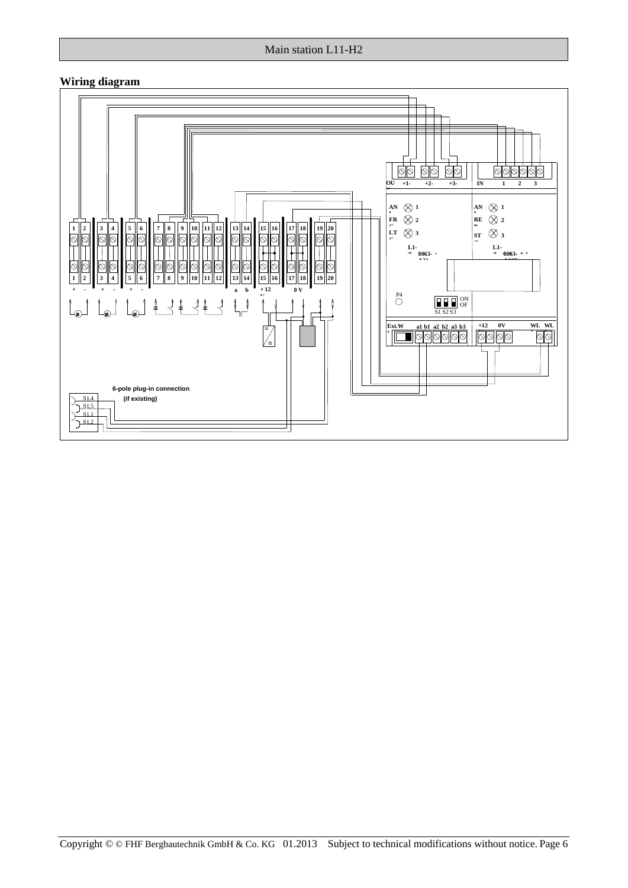## Wiring diagram

6-pole plug-in connection

(if existing)

S1.4

S1.5

S1.1

S1.2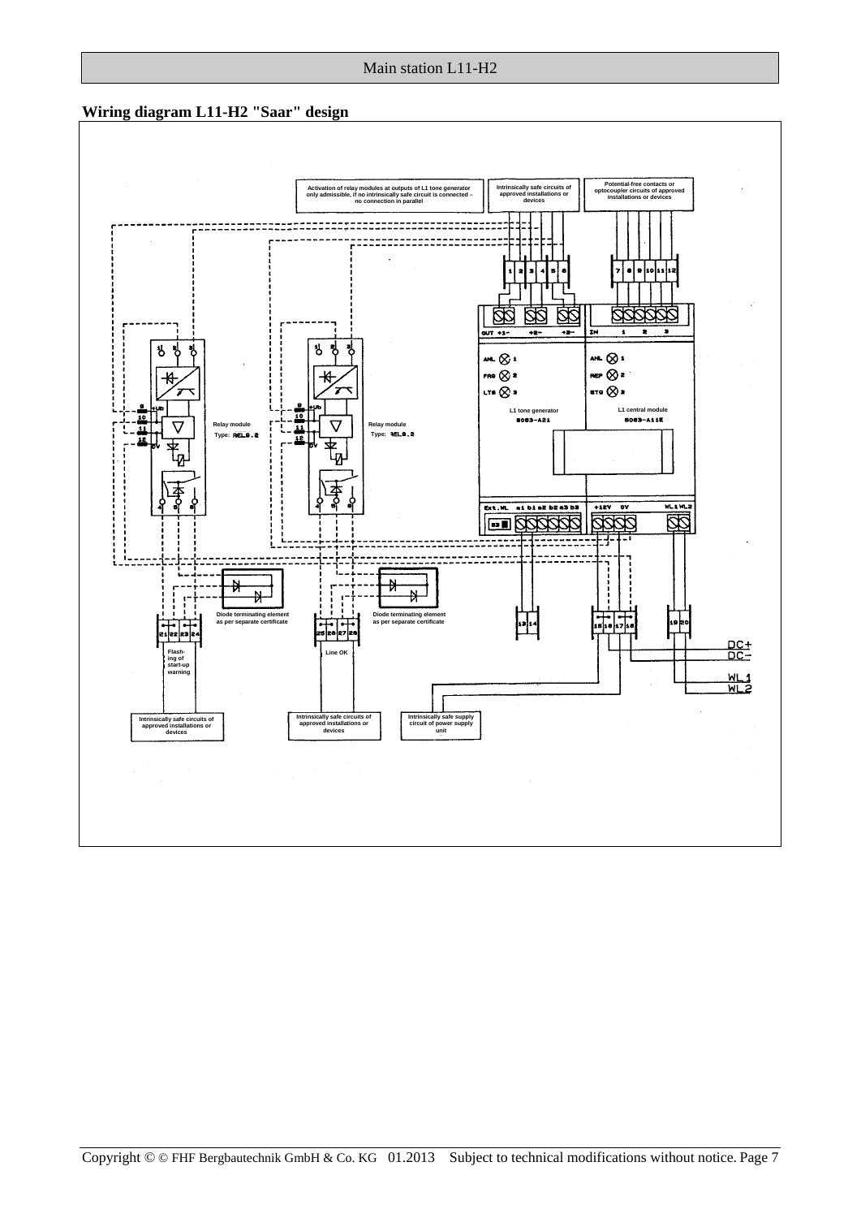## Wiring diagram L11-H2 "Saar" design

Activation of relay modules at outputs of L1 tone generator only admissible, if no intrinsically safe circuit is connected – no connection in parallel

Intrinsically safe circuits of approved installations or devices

Potential-free contacts or optocoupler circuits of approved installations or devices

Relay module
Type: REL0.2

Relay module
Type: REL0.2

L1 tone generator
8063-A21

L1 central module
8063-A11E

Diode terminating element as per separate certificate

Diode terminating element as per separate certificate

Flashing of start-up warning

Line OK

Intrinsically safe circuits of approved installations or devices

Intrinsically safe circuits of approved installations or devices

Intrinsically safe supply circuit of power supply unit

DC+
DC-
WL1
WL2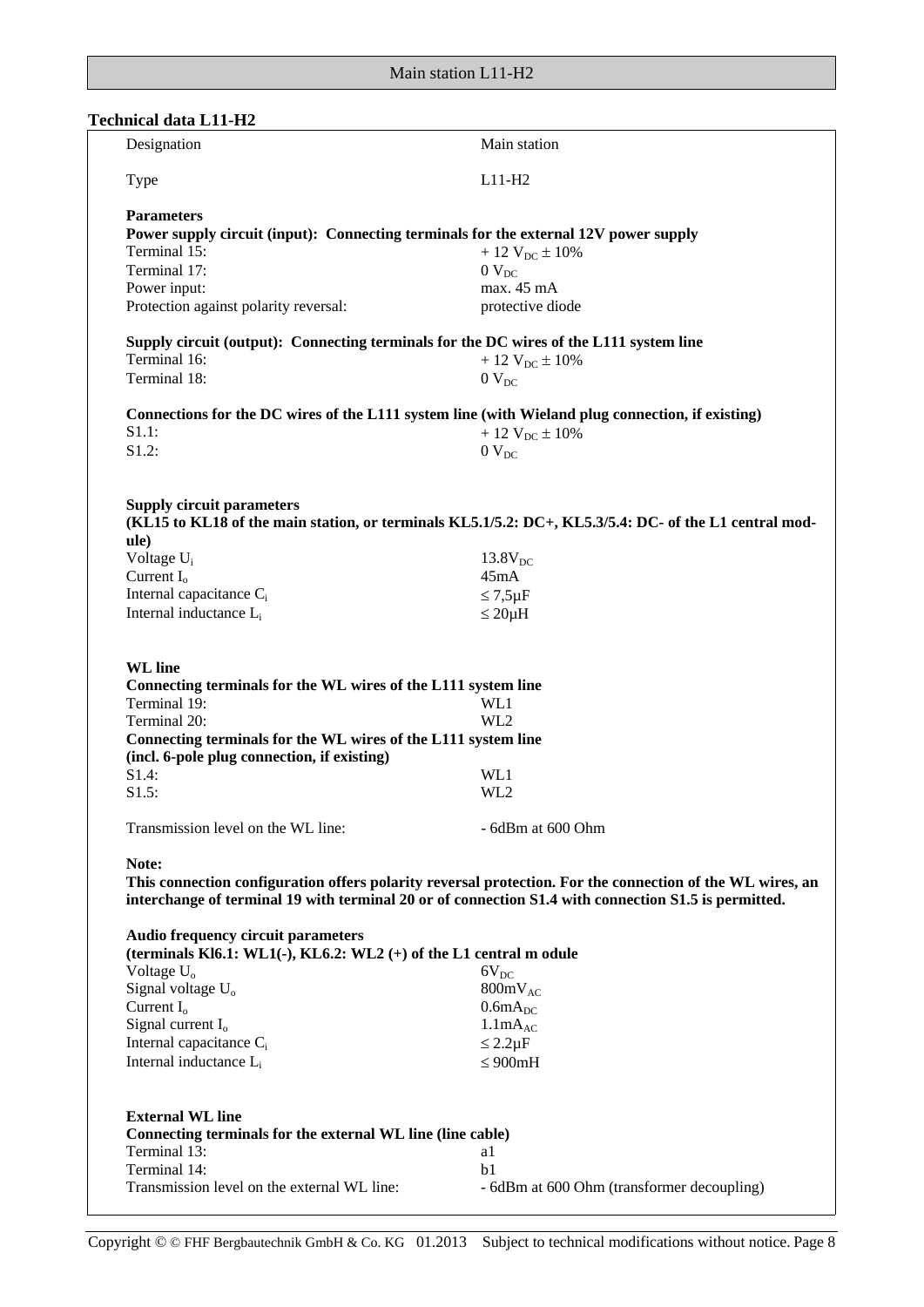## Technical data L11-H2

| | |
|---|---|
| Designation | Main station |
| Type | L11-H2 |

**Parameters**

**Power supply circuit (input): Connecting terminals for the external 12V power supply**

| | |
|---|---|
| Terminal 15: | + 12 $V_{DC}$ ± 10% |
| Terminal 17: | 0 $V_{DC}$ |
| Power input: | max. 45 mA |
| Protection against polarity reversal: | protective diode |

**Supply circuit (output): Connecting terminals for the DC wires of the L111 system line**

| | |
|---|---|
| Terminal 16: | + 12 $V_{DC}$ ± 10% |
| Terminal 18: | 0 $V_{DC}$ |

**Connections for the DC wires of the L111 system line (with Wieland plug connection, if existing)**

| | |
|---|---|
| S1.1: | + 12 $V_{DC}$ ± 10% |
| S1.2: | 0 $V_{DC}$ |

**Supply circuit parameters**
**(KL15 to KL18 of the main station, or terminals KL5.1/5.2: DC+, KL5.3/5.4: DC- of the L1 central module)**

| | |
|---|---|
| Voltage $U_i$ | 13.8$V_{DC}$ |
| Current $I_o$ | 45mA |
| Internal capacitance $C_i$ | ≤ 7,5µF |
| Internal inductance $L_i$ | ≤ 20µH |

**WL line**

**Connecting terminals for the WL wires of the L111 system line**

| | |
|---|---|
| Terminal 19: | WL1 |
| Terminal 20: | WL2 |

**Connecting terminals for the WL wires of the L111 system line**
**(incl. 6-pole plug connection, if existing)**

| | |
|---|---|
| S1.4: | WL1 |
| S1.5: | WL2 |

Transmission level on the WL line: - 6dBm at 600 Ohm

**Note:**
**This connection configuration offers polarity reversal protection. For the connection of the WL wires, an interchange of terminal 19 with terminal 20 or of connection S1.4 with connection S1.5 is permitted.**

**Audio frequency circuit parameters**
**(terminals Kl6.1: WL1(-), KL6.2: WL2 (+) of the L1 central m odule**

| | |
|---|---|
| Voltage $U_o$ | 6$V_{DC}$ |
| Signal voltage $U_o$ | 800m$V_{AC}$ |
| Current $I_o$ | 0.6m$A_{DC}$ |
| Signal current $I_o$ | 1.1m$A_{AC}$ |
| Internal capacitance $C_i$ | ≤ 2.2µF |
| Internal inductance $L_i$ | ≤ 900mH |

**External WL line**

**Connecting terminals for the external WL line (line cable)**

| | |
|---|---|
| Terminal 13: | a1 |
| Terminal 14: | b1 |
| Transmission level on the external WL line: | - 6dBm at 600 Ohm (transformer decoupling) |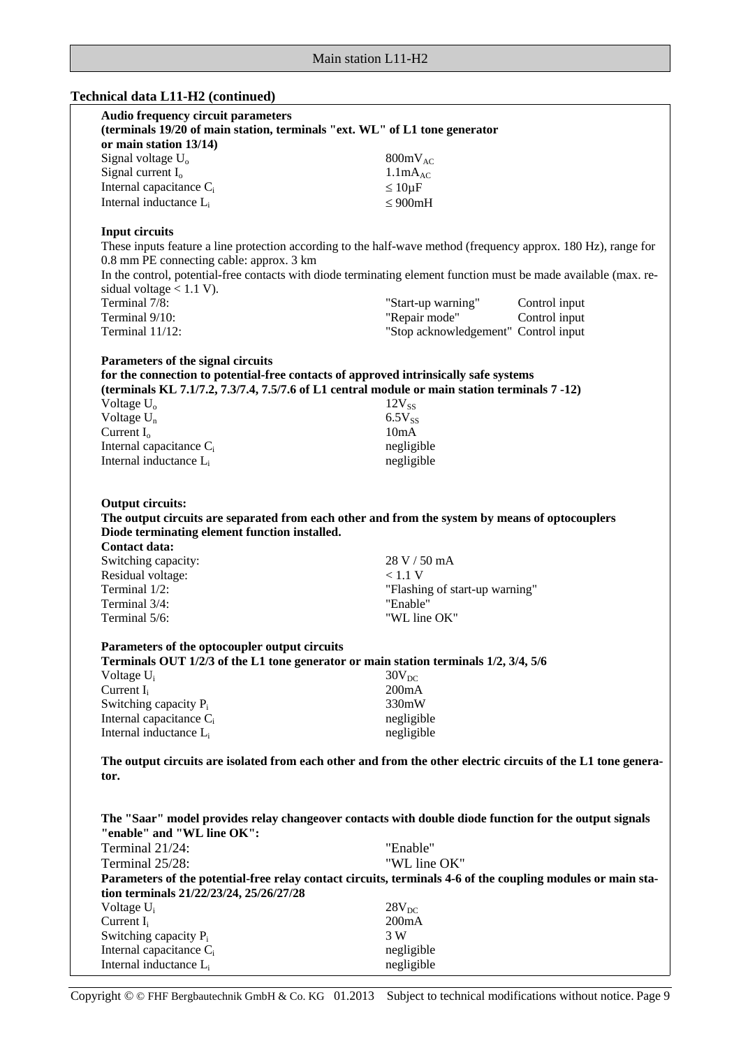## Technical data L11-H2 (continued)

**Audio frequency circuit parameters**
**(terminals 19/20 of main station, terminals "ext. WL" of L1 tone generator or main station 13/14)**

| | |
|---|---|
| Signal voltage $U_o$ | $800mV_{AC}$ |
| Signal current $I_o$ | $1.1mA_{AC}$ |
| Internal capacitance $C_i$ | $\leq 10\mu F$ |
| Internal inductance $L_i$ | $\leq 900mH$ |

**Input circuits**

These inputs feature a line protection according to the half-wave method (frequency approx. 180 Hz), range for 0.8 mm PE connecting cable: approx. 3 km

In the control, potential-free contacts with diode terminating element function must be made available (max. residual voltage < 1.1 V).

| | | |
|---|---|---|
| Terminal 7/8: | "Start-up warning" | Control input |
| Terminal 9/10: | "Repair mode" | Control input |
| Terminal 11/12: | "Stop acknowledgement" | Control input |

**Parameters of the signal circuits**
**for the connection to potential-free contacts of approved intrinsically safe systems**
**(terminals KL 7.1/7.2, 7.3/7.4, 7.5/7.6 of L1 central module or main station terminals 7 -12)**

| | |
|---|---|
| Voltage $U_o$ | $12V_{SS}$ |
| Voltage $U_n$ | $6.5V_{SS}$ |
| Current $I_o$ | 10mA |
| Internal capacitance $C_i$ | negligible |
| Internal inductance $L_i$ | negligible |

**Output circuits:**
**The output circuits are separated from each other and from the system by means of optocouplers**
**Diode terminating element function installed.**
**Contact data:**

| | |
|---|---|
| Switching capacity: | 28 V / 50 mA |
| Residual voltage: | < 1.1 V |
| Terminal 1/2: | "Flashing of start-up warning" |
| Terminal 3/4: | "Enable" |
| Terminal 5/6: | "WL line OK" |

**Parameters of the optocoupler output circuits**
**Terminals OUT 1/2/3 of the L1 tone generator or main station terminals 1/2, 3/4, 5/6**

| | |
|---|---|
| Voltage $U_i$ | $30V_{DC}$ |
| Current $I_i$ | 200mA |
| Switching capacity $P_i$ | 330mW |
| Internal capacitance $C_i$ | negligible |
| Internal inductance $L_i$ | negligible |

**The output circuits are isolated from each other and from the other electric circuits of the L1 tone generator.**

**The "Saar" model provides relay changeover contacts with double diode function for the output signals "enable" and "WL line OK":**

| | |
|---|---|
| Terminal 21/24: | "Enable" |
| Terminal 25/28: | "WL line OK" |

**Parameters of the potential-free relay contact circuits, terminals 4-6 of the coupling modules or main station terminals 21/22/23/24, 25/26/27/28**

| | |
|---|---|
| Voltage $U_i$ | $28V_{DC}$ |
| Current $I_i$ | 200mA |
| Switching capacity $P_i$ | 3 W |
| Internal capacitance $C_i$ | negligible |
| Internal inductance $L_i$ | negligible |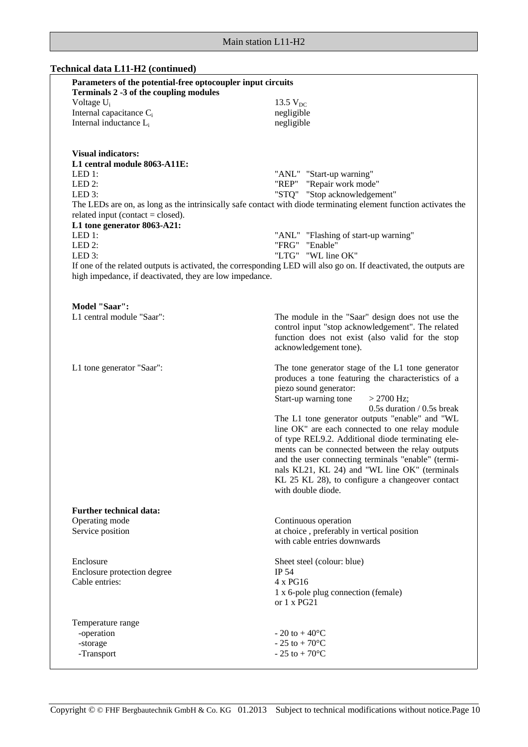## Technical data L11-H2 (continued)

**Parameters of the potential-free optocoupler input circuits**
**Terminals 2 -3 of the coupling modules**

| | |
|---|---|
| Voltage $U_i$ | 13.5 $V_{DC}$ |
| Internal capacitance $C_i$ | negligible |
| Internal inductance $L_i$ | negligible |

**Visual indicators:**
**L1 central module 8063-A11E:**

| | |
|---|---|
| LED 1: | "ANL" "Start-up warning" |
| LED 2: | "REP" "Repair work mode" |
| LED 3: | "STQ" "Stop acknowledgement" |

The LEDs are on, as long as the intrinsically safe contact with diode terminating element function activates the related input (contact = closed).

**L1 tone generator 8063-A21:**

| | |
|---|---|
| LED 1: | "ANL" "Flashing of start-up warning" |
| LED 2: | "FRG" "Enable" |
| LED 3: | "LTG" "WL line OK" |

If one of the related outputs is activated, the corresponding LED will also go on. If deactivated, the outputs are high impedance, if deactivated, they are low impedance.

**Model "Saar":**

L1 central module "Saar": The module in the "Saar" design does not use the control input "stop acknowledgement". The related function does not exist (also valid for the stop acknowledgement tone).

L1 tone generator "Saar": The tone generator stage of the L1 tone generator produces a tone featuring the characteristics of a piezo sound generator:

Start-up warning tone > 2700 Hz; 0.5s duration / 0.5s break

The L1 tone generator outputs "enable" and "WL line OK" are each connected to one relay module of type REL9.2. Additional diode terminating elements can be connected between the relay outputs and the user connecting terminals "enable" (terminals KL21, KL 24) and "WL line OK" (terminals KL 25 KL 28), to configure a changeover contact with double diode.

**Further technical data:**

| | |
|---|---|
| Operating mode | Continuous operation |
| Service position | at choice , preferably in vertical position with cable entries downwards |
| Enclosure | Sheet steel (colour: blue) |
| Enclosure protection degree | IP 54 |
| Cable entries: | 4 x PG16<br>1 x 6-pole plug connection (female)<br>or 1 x PG21 |
| Temperature range | |
| -operation | - 20 to + 40°C |
| -storage | - 25 to + 70°C |
| -Transport | - 25 to + 70°C |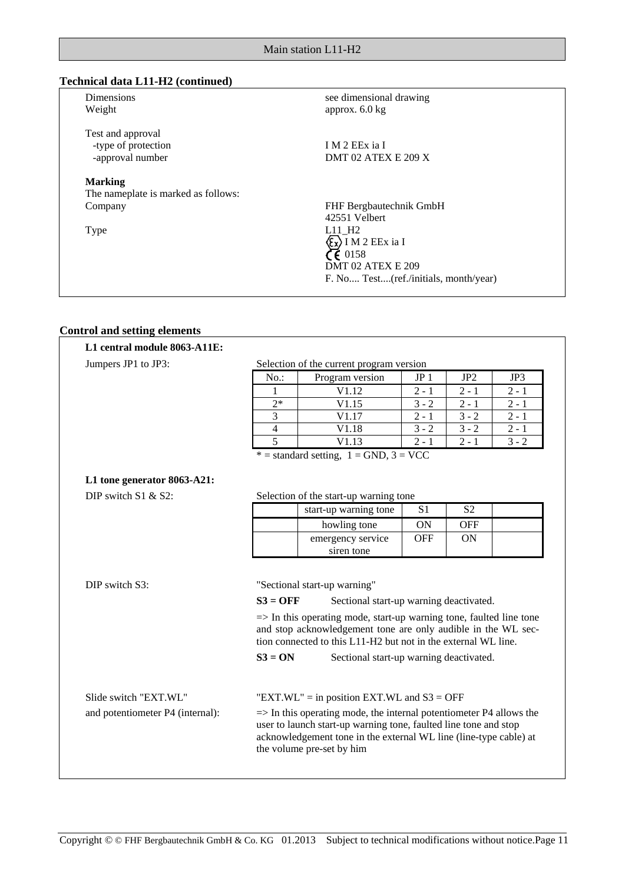## Technical data L11-H2 (continued)

| | |
|---|---|
| Dimensions | see dimensional drawing |
| Weight | approx. 6.0 kg |
| Test and approval | |
| -type of protection | I M 2 EEx ia I |
| -approval number | DMT 02 ATEX E 209 X |

**Marking**

The nameplate is marked as follows:

| | |
|---|---|
| Company | FHF Bergbautechnik GmbH<br>42551 Velbert |
| Type | L11_H2<br>Ex I M 2 EEx ia I<br>CE 0158<br>DMT 02 ATEX E 209<br>F. No.... Test....(ref./initials, month/year) |

## Control and setting elements

**L1 central module 8063-A11E:**

Jumpers JP1 to JP3: Selection of the current program version

| No.: | Program version | JP 1 | JP2 | JP3 |
|---|---|---|---|---|
| 1 | V1.12 | 2 - 1 | 2 - 1 | 2 - 1 |
| 2* | V1.15 | 3 - 2 | 2 - 1 | 2 - 1 |
| 3 | V1.17 | 2 - 1 | 3 - 2 | 2 - 1 |
| 4 | V1.18 | 3 - 2 | 3 - 2 | 2 - 1 |
| 5 | V1.13 | 2 - 1 | 2 - 1 | 3 - 2 |

* = standard setting, 1 = GND, 3 = VCC

**L1 tone generator 8063-A21:**

DIP switch S1 & S2: Selection of the start-up warning tone

| | start-up warning tone | S1 | S2 | |
|---|---|---|---|---|
| | howling tone | ON | OFF | |
| | emergency service siren tone | OFF | ON | |

DIP switch S3: "Sectional start-up warning"

**S3 = OFF** Sectional start-up warning deactivated.

=> In this operating mode, start-up warning tone, faulted line tone and stop acknowledgement tone are only audible in the WL section connected to this L11-H2 but not in the external WL line.

**S3 = ON** Sectional start-up warning deactivated.

Slide switch "EXT.WL" and potentiometer P4 (internal): "EXT.WL" = in position EXT.WL and S3 = OFF

=> In this operating mode, the internal potentiometer P4 allows the user to launch start-up warning tone, faulted line tone and stop acknowledgement tone in the external WL line (line-type cable) at the volume pre-set by him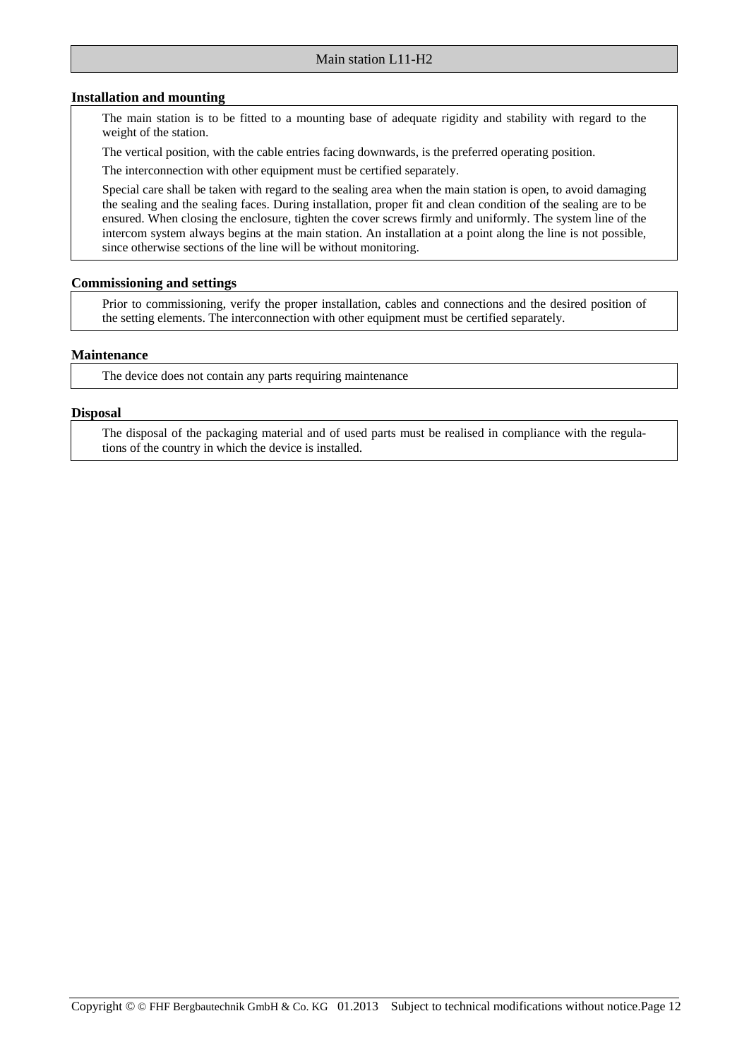## Installation and mounting

The main station is to be fitted to a mounting base of adequate rigidity and stability with regard to the weight of the station.

The vertical position, with the cable entries facing downwards, is the preferred operating position.

The interconnection with other equipment must be certified separately.

Special care shall be taken with regard to the sealing area when the main station is open, to avoid damaging the sealing and the sealing faces. During installation, proper fit and clean condition of the sealing are to be ensured. When closing the enclosure, tighten the cover screws firmly and uniformly. The system line of the intercom system always begins at the main station. An installation at a point along the line is not possible, since otherwise sections of the line will be without monitoring.

## Commissioning and settings

Prior to commissioning, verify the proper installation, cables and connections and the desired position of the setting elements. The interconnection with other equipment must be certified separately.

## Maintenance

The device does not contain any parts requiring maintenance

## Disposal

The disposal of the packaging material and of used parts must be realised in compliance with the regulations of the country in which the device is installed.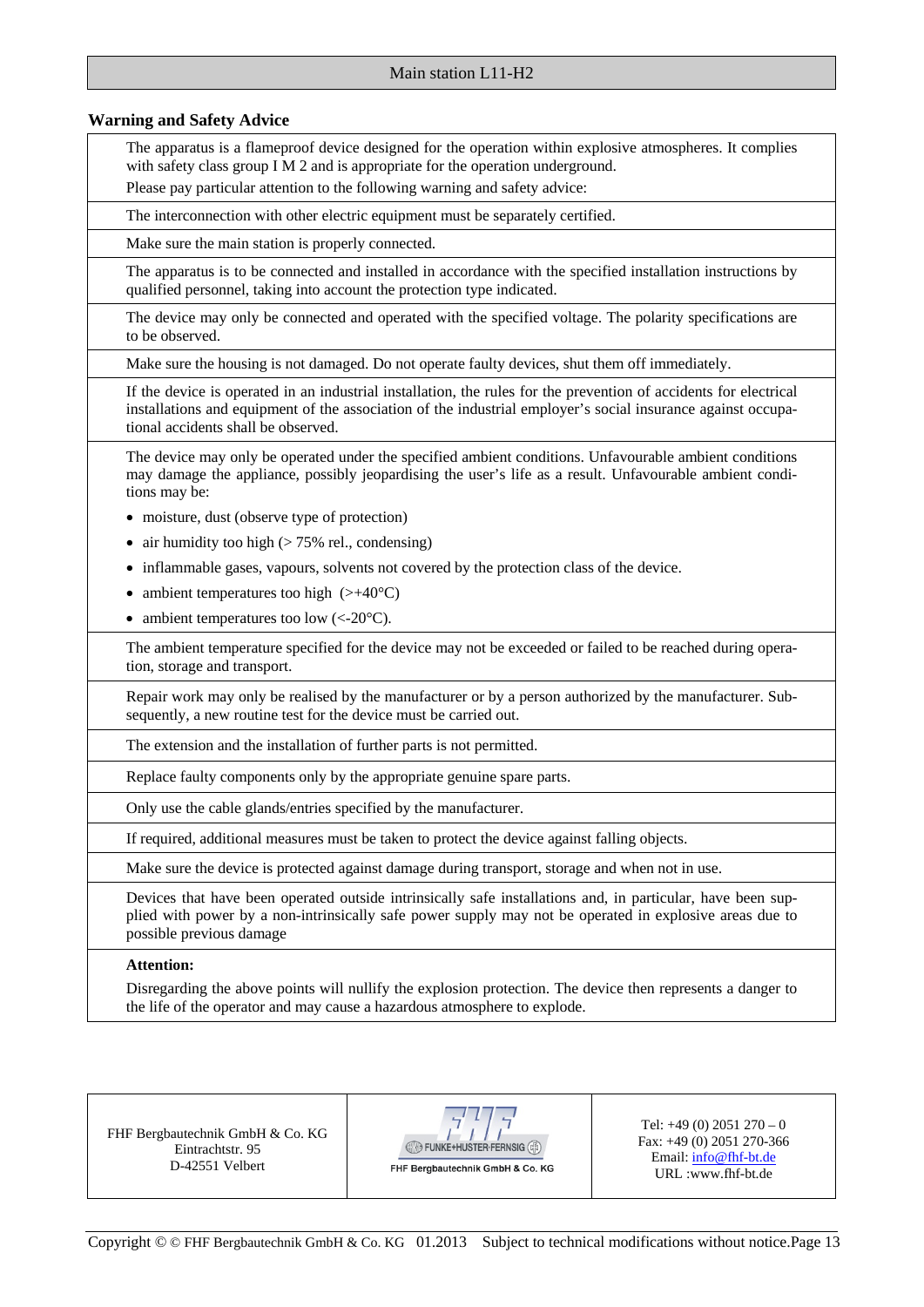## Warning and Safety Advice

The apparatus is a flameproof device designed for the operation within explosive atmospheres. It complies with safety class group I M 2 and is appropriate for the operation underground.

Please pay particular attention to the following warning and safety advice:

The interconnection with other electric equipment must be separately certified.

Make sure the main station is properly connected.

The apparatus is to be connected and installed in accordance with the specified installation instructions by qualified personnel, taking into account the protection type indicated.

The device may only be connected and operated with the specified voltage. The polarity specifications are to be observed.

Make sure the housing is not damaged. Do not operate faulty devices, shut them off immediately.

If the device is operated in an industrial installation, the rules for the prevention of accidents for electrical installations and equipment of the association of the industrial employer's social insurance against occupational accidents shall be observed.

The device may only be operated under the specified ambient conditions. Unfavourable ambient conditions may damage the appliance, possibly jeopardising the user's life as a result. Unfavourable ambient conditions may be:

- moisture, dust (observe type of protection)
- air humidity too high (> 75% rel., condensing)
- inflammable gases, vapours, solvents not covered by the protection class of the device.
- ambient temperatures too high (>+40°C)
- ambient temperatures too low (<-20°C).

The ambient temperature specified for the device may not be exceeded or failed to be reached during operation, storage and transport.

Repair work may only be realised by the manufacturer or by a person authorized by the manufacturer. Subsequently, a new routine test for the device must be carried out.

The extension and the installation of further parts is not permitted.

Replace faulty components only by the appropriate genuine spare parts.

Only use the cable glands/entries specified by the manufacturer.

If required, additional measures must be taken to protect the device against falling objects.

Make sure the device is protected against damage during transport, storage and when not in use.

Devices that have been operated outside intrinsically safe installations and, in particular, have been supplied with power by a non-intrinsically safe power supply may not be operated in explosive areas due to possible previous damage

**Attention:**

Disregarding the above points will nullify the explosion protection. The device then represents a danger to the life of the operator and may cause a hazardous atmosphere to explode.

| | | |
|---|---|---|
| FHF Bergbautechnik GmbH & Co. KG<br>Eintrachtstr. 95<br>D-42551 Velbert | FUNKE+HUSTER FERNSIG<br>FHF Bergbautechnik GmbH & Co. KG | Tel: +49 (0) 2051 270 – 0<br>Fax: +49 (0) 2051 270-366<br>Email: info@fhf-bt.de<br>URL :www.fhf-bt.de |